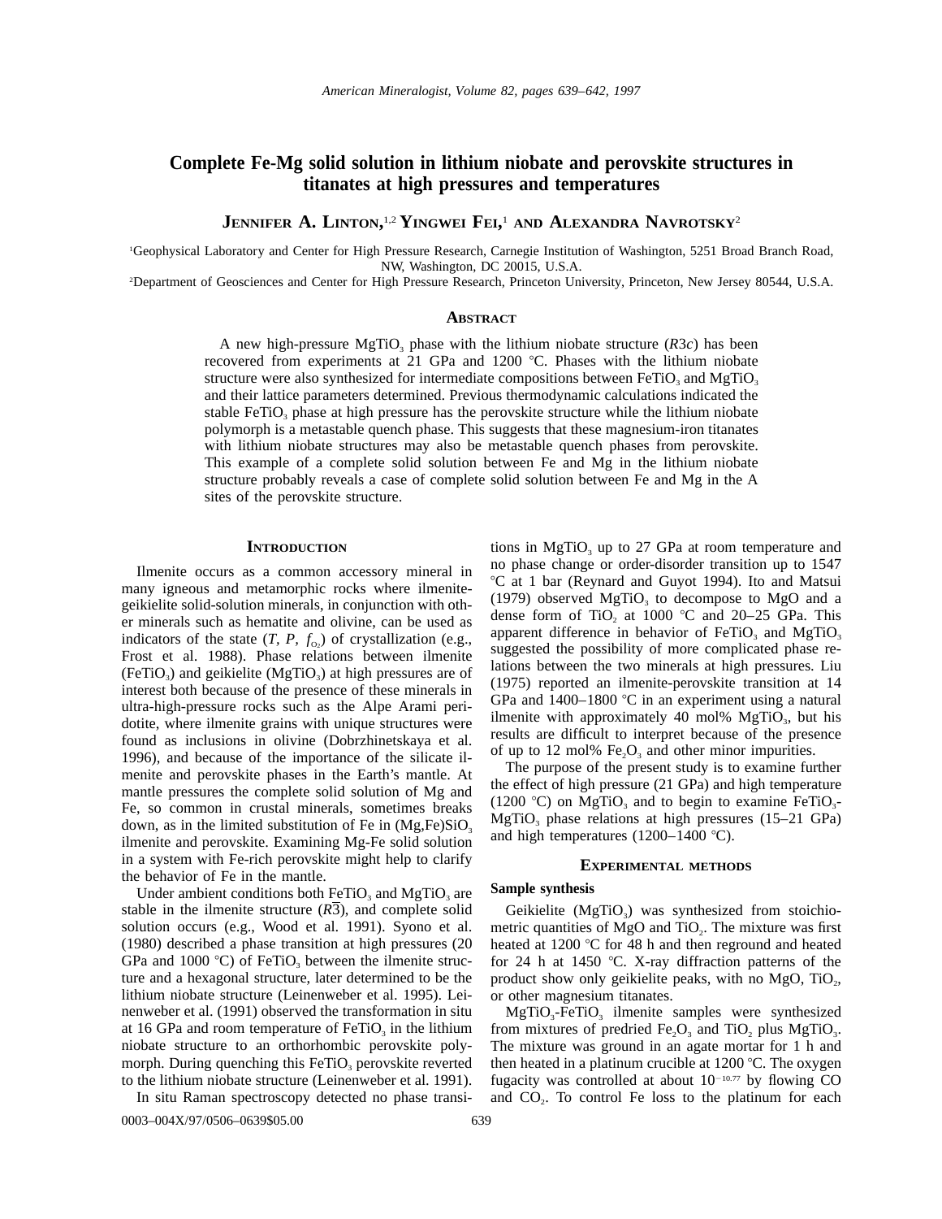# Complete Fe-Mg solid solution in lithium niobate and perovskite structures in titanates at high pressures and temperatures

**Jennifer A. Linton,**[1,2] **Yingwei Fei,**[1] **and Alexandra Navrotsky**[2]

[1]Geophysical Laboratory and Center for High Pressure Research, Carnegie Institution of Washington, 5251 Broad Branch Road, NW, Washington, DC 20015, U.S.A.

[2]Department of Geosciences and Center for High Pressure Research, Princeton University, Princeton, New Jersey 80544, U.S.A.

## Abstract

A new high-pressure $MgTiO_3$ phase with the lithium niobate structure (*R*3*c*) has been recovered from experiments at 21 GPa and 1200 °C. Phases with the lithium niobate structure were also synthesized for intermediate compositions between $FeTiO_3$ and $MgTiO_3$ and their lattice parameters determined. Previous thermodynamic calculations indicated the stable $FeTiO_3$ phase at high pressure has the perovskite structure while the lithium niobate polymorph is a metastable quench phase. This suggests that these magnesium-iron titanates with lithium niobate structures may also be metastable quench phases from perovskite. This example of a complete solid solution between Fe and Mg in the lithium niobate structure probably reveals a case of complete solid solution between Fe and Mg in the A sites of the perovskite structure.

## Introduction

Ilmenite occurs as a common accessory mineral in many igneous and metamorphic rocks where ilmenite-geikielite solid-solution minerals, in conjunction with other minerals such as hematite and olivine, can be used as indicators of the state ($T$, $P$, $f_{O_2}$) of crystallization (e.g., Frost et al. 1988). Phase relations between ilmenite ($FeTiO_3$) and geikielite ($MgTiO_3$) at high pressures are of interest both because of the presence of these minerals in ultra-high-pressure rocks such as the Alpe Arami peridotite, where ilmenite grains with unique structures were found as inclusions in olivine (Dobrzhinetskaya et al. 1996), and because of the importance of the silicate ilmenite and perovskite phases in the Earth's mantle. At mantle pressures the complete solid solution of Mg and Fe, so common in crustal minerals, sometimes breaks down, as in the limited substitution of Fe in $(Mg,Fe)SiO_3$ ilmenite and perovskite. Examining Mg-Fe solid solution in a system with Fe-rich perovskite might help to clarify the behavior of Fe in the mantle.

Under ambient conditions both $FeTiO_3$ and $MgTiO_3$ are stable in the ilmenite structure ($R\bar{3}$), and complete solid solution occurs (e.g., Wood et al. 1991). Syono et al. (1980) described a phase transition at high pressures (20 GPa and 1000 °C) of $FeTiO_3$ between the ilmenite structure and a hexagonal structure, later determined to be the lithium niobate structure (Leinenweber et al. 1995). Leinenweber et al. (1991) observed the transformation in situ at 16 GPa and room temperature of $FeTiO_3$ in the lithium niobate structure to an orthorhombic perovskite polymorph. During quenching this $FeTiO_3$ perovskite reverted to the lithium niobate structure (Leinenweber et al. 1991).

In situ Raman spectroscopy detected no phase transitions in $MgTiO_3$ up to 27 GPa at room temperature and no phase change or order-disorder transition up to 1547 °C at 1 bar (Reynard and Guyot 1994). Ito and Matsui (1979) observed $MgTiO_3$ to decompose to MgO and a dense form of $TiO_2$ at 1000 °C and 20–25 GPa. This apparent difference in behavior of $FeTiO_3$ and $MgTiO_3$ suggested the possibility of more complicated phase relations between the two minerals at high pressures. Liu (1975) reported an ilmenite-perovskite transition at 14 GPa and 1400–1800 °C in an experiment using a natural ilmenite with approximately 40 mol% $MgTiO_3$, but his results are difficult to interpret because of the presence of up to 12 mol% $Fe_2O_3$ and other minor impurities.

The purpose of the present study is to examine further the effect of high pressure (21 GPa) and high temperature (1200 °C) on $MgTiO_3$ and to begin to examine $FeTiO_3$-$MgTiO_3$ phase relations at high pressures (15–21 GPa) and high temperatures (1200–1400 °C).

## Experimental methods

### Sample synthesis

Geikielite ($MgTiO_3$) was synthesized from stoichiometric quantities of MgO and $TiO_2$. The mixture was first heated at 1200 °C for 48 h and then reground and heated for 24 h at 1450 °C. X-ray diffraction patterns of the product show only geikielite peaks, with no MgO, $TiO_2$, or other magnesium titanates.

$MgTiO_3$-$FeTiO_3$ ilmenite samples were synthesized from mixtures of predried $Fe_2O_3$ and $TiO_2$ plus $MgTiO_3$. The mixture was ground in an agate mortar for 1 h and then heated in a platinum crucible at 1200 °C. The oxygen fugacity was controlled at about $10^{-10.77}$ by flowing CO and $CO_2$. To control Fe loss to the platinum for each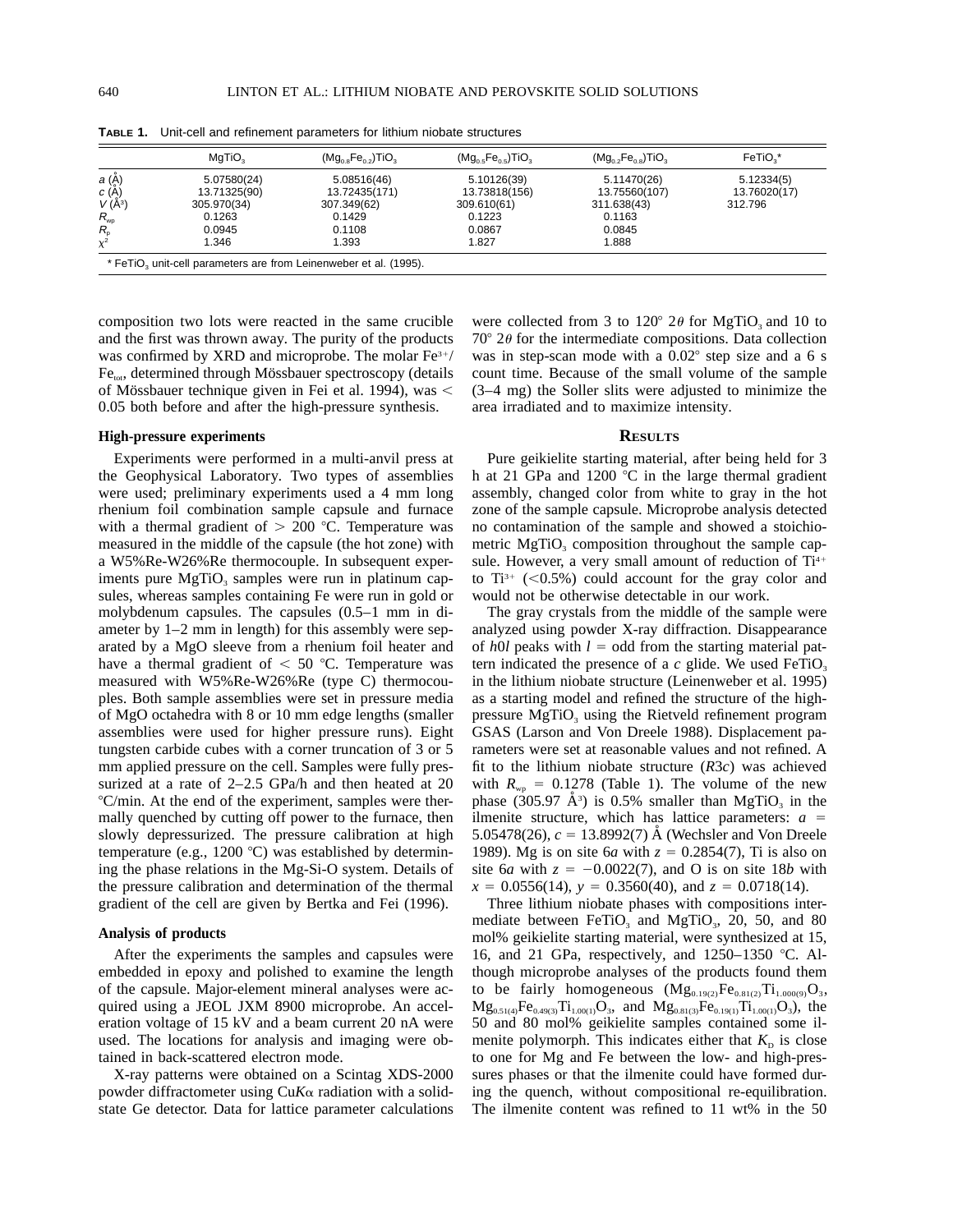**TABLE 1.** Unit-cell and refinement parameters for lithium niobate structures

| | $MgTiO_3$ | $(Mg_{0.8}Fe_{0.2})TiO_3$ | $(Mg_{0.5}Fe_{0.5})TiO_3$ | $(Mg_{0.2}Fe_{0.8})TiO_3$ | $FeTiO_3$* |
|---|---|---|---|---|---|
| $a$ (Å) | 5.07580(24) | 5.08516(46) | 5.10126(39) | 5.11470(26) | 5.12334(5) |
| $c$ (Å) | 13.71325(90) | 13.72435(171) | 13.73818(156) | 13.75560(107) | 13.76020(17) |
| $V$ (Å$^3$) | 305.970(34) | 307.349(62) | 309.610(61) | 311.638(43) | 312.796 |
| $R_{wp}$ | 0.1263 | 0.1429 | 0.1223 | 0.1163 | |
| $R_p$ | 0.0945 | 0.1108 | 0.0867 | 0.0845 | |
| $\chi^2$ | 1.346 | 1.393 | 1.827 | 1.888 | |

* $FeTiO_3$ unit-cell parameters are from Leinenweber et al. (1995).

composition two lots were reacted in the same crucible and the first was thrown away. The purity of the products was confirmed by XRD and microprobe. The molar $Fe^{3+}$/$Fe_{tot}$, determined through Mössbauer spectroscopy (details of Mössbauer technique given in Fei et al. 1994), was $<$ 0.05 both before and after the high-pressure synthesis.

### High-pressure experiments

Experiments were performed in a multi-anvil press at the Geophysical Laboratory. Two types of assemblies were used; preliminary experiments used a 4 mm long rhenium foil combination sample capsule and furnace with a thermal gradient of $>$ 200 °C. Temperature was measured in the middle of the capsule (the hot zone) with a W5%Re-W26%Re thermocouple. In subsequent experiments pure $MgTiO_3$ samples were run in platinum capsules, whereas samples containing Fe were run in gold or molybdenum capsules. The capsules (0.5–1 mm in diameter by 1–2 mm in length) for this assembly were separated by a MgO sleeve from a rhenium foil heater and have a thermal gradient of $<$ 50 °C. Temperature was measured with W5%Re-W26%Re (type C) thermocouples. Both sample assemblies were set in pressure media of MgO octahedra with 8 or 10 mm edge lengths (smaller assemblies were used for higher pressure runs). Eight tungsten carbide cubes with a corner truncation of 3 or 5 mm applied pressure on the cell. Samples were fully pressurized at a rate of 2–2.5 GPa/h and then heated at 20 °C/min. At the end of the experiment, samples were thermally quenched by cutting off power to the furnace, then slowly depressurized. The pressure calibration at high temperature (e.g., 1200 °C) was established by determining the phase relations in the Mg-Si-O system. Details of the pressure calibration and determination of the thermal gradient of the cell are given by Bertka and Fei (1996).

### Analysis of products

After the experiments the samples and capsules were embedded in epoxy and polished to examine the length of the capsule. Major-element mineral analyses were acquired using a JEOL JXM 8900 microprobe. An acceleration voltage of 15 kV and a beam current 20 nA were used. The locations for analysis and imaging were obtained in back-scattered electron mode.

X-ray patterns were obtained on a Scintag XDS-2000 powder diffractometer using Cu$K\alpha$ radiation with a solid-state Ge detector. Data for lattice parameter calculations were collected from 3 to 120° $2\theta$ for $MgTiO_3$ and 10 to 70° $2\theta$ for the intermediate compositions. Data collection was in step-scan mode with a 0.02° step size and a 6 s count time. Because of the small volume of the sample (3–4 mg) the Soller slits were adjusted to minimize the area irradiated and to maximize intensity.

## RESULTS

Pure geikielite starting material, after being held for 3 h at 21 GPa and 1200 °C in the large thermal gradient assembly, changed color from white to gray in the hot zone of the sample capsule. Microprobe analysis detected no contamination of the sample and showed a stoichiometric $MgTiO_3$ composition throughout the sample capsule. However, a very small amount of reduction of $Ti^{4+}$ to $Ti^{3+}$ ($<$0.5%) could account for the gray color and would not be otherwise detectable in our work.

The gray crystals from the middle of the sample were analyzed using powder X-ray diffraction. Disappearance of $h0l$ peaks with $l$ = odd from the starting material pattern indicated the presence of a $c$ glide. We used $FeTiO_3$ in the lithium niobate structure (Leinenweber et al. 1995) as a starting model and refined the structure of the high-pressure $MgTiO_3$ using the Rietveld refinement program GSAS (Larson and Von Dreele 1988). Displacement parameters were set at reasonable values and not refined. A fit to the lithium niobate structure ($R3c$) was achieved with $R_{wp}$ = 0.1278 (Table 1). The volume of the new phase (305.97 Å$^3$) is 0.5% smaller than $MgTiO_3$ in the ilmenite structure, which has lattice parameters: $a$ = 5.05478(26), $c$ = 13.8992(7) Å (Wechsler and Von Dreele 1989). Mg is on site 6$a$ with $z$ = 0.2854(7), Ti is also on site 6$a$ with $z$ = −0.0022(7), and O is on site 18$b$ with $x$ = 0.0556(14), $y$ = 0.3560(40), and $z$ = 0.0718(14).

Three lithium niobate phases with compositions intermediate between $FeTiO_3$ and $MgTiO_3$, 20, 50, and 80 mol% geikielite starting material, were synthesized at 15, 16, and 21 GPa, respectively, and 1250–1350 °C. Although microprobe analyses of the products found them to be fairly homogeneous ($Mg_{0.19(2)}Fe_{0.81(2)}Ti_{1.000(9)}O_3$, $Mg_{0.51(4)}Fe_{0.49(3)}Ti_{1.00(1)}O_3$, and $Mg_{0.81(3)}Fe_{0.19(1)}Ti_{1.00(1)}O_3$), the 50 and 80 mol% geikielite samples contained some ilmenite polymorph. This indicates either that $K_D$ is close to one for Mg and Fe between the low- and high-pressures phases or that the ilmenite could have formed during the quench, without compositional re-equilibration. The ilmenite content was refined to 11 wt% in the 50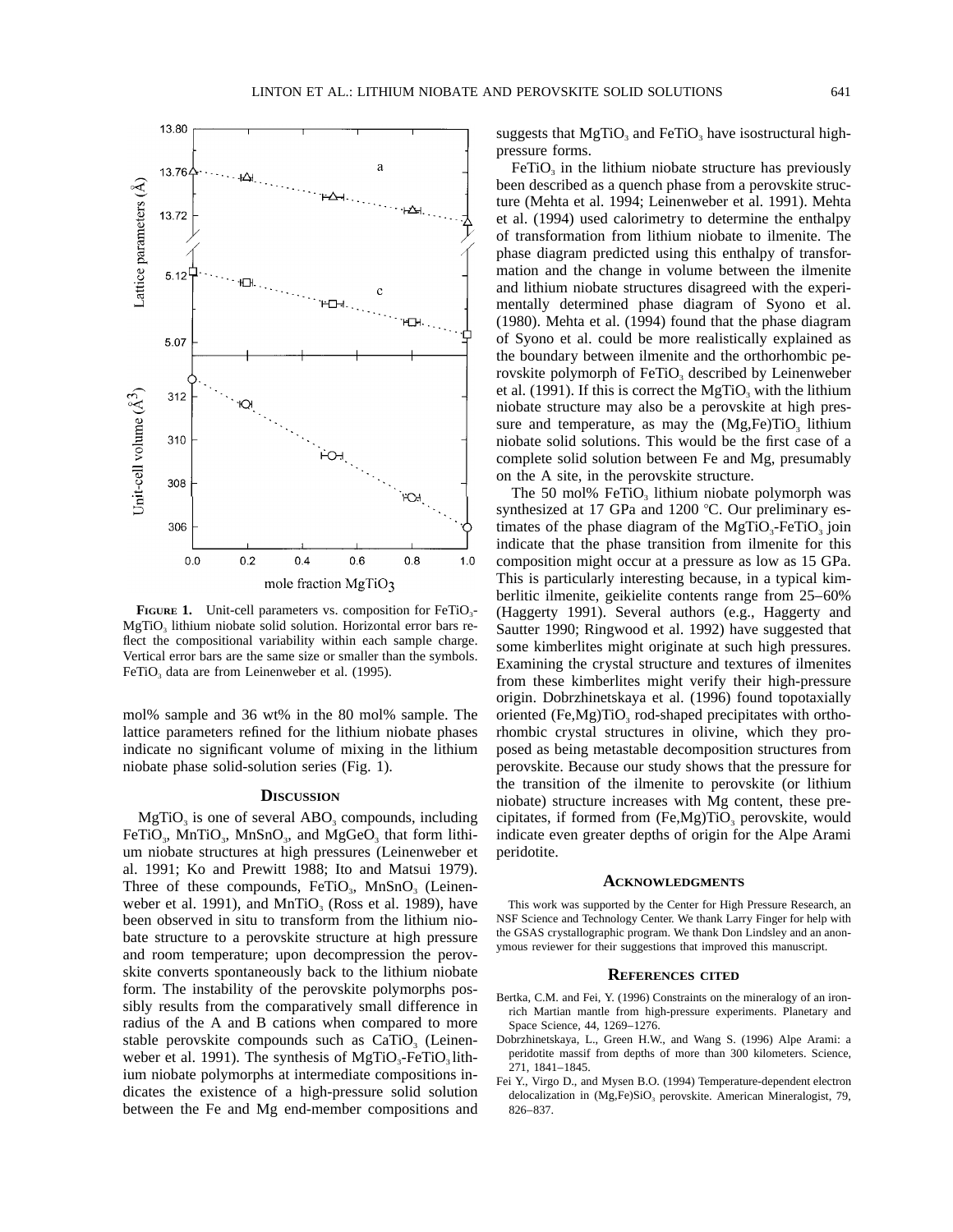**FIGURE 1.** Unit-cell parameters vs. composition for $FeTiO_3$-$MgTiO_3$ lithium niobate solid solution. Horizontal error bars reflect the compositional variability within each sample charge. Vertical error bars are the same size or smaller than the symbols. $FeTiO_3$ data are from Leinenweber et al. (1995).

mol% sample and 36 wt% in the 80 mol% sample. The lattice parameters refined for the lithium niobate phases indicate no significant volume of mixing in the lithium niobate phase solid-solution series (Fig. 1).

## DISCUSSION

$MgTiO_3$ is one of several $ABO_3$ compounds, including $FeTiO_3$, $MnTiO_3$, $MnSnO_3$, and $MgGeO_3$ that form lithium niobate structures at high pressures (Leinenweber et al. 1991; Ko and Prewitt 1988; Ito and Matsui 1979). Three of these compounds, $FeTiO_3$, $MnSnO_3$ (Leinenweber et al. 1991), and $MnTiO_3$ (Ross et al. 1989), have been observed in situ to transform from the lithium niobate structure to a perovskite structure at high pressure and room temperature; upon decompression the perovskite converts spontaneously back to the lithium niobate form. The instability of the perovskite polymorphs possibly results from the comparatively small difference in radius of the A and B cations when compared to more stable perovskite compounds such as $CaTiO_3$ (Leinenweber et al. 1991). The synthesis of $MgTiO_3$-$FeTiO_3$ lithium niobate polymorphs at intermediate compositions indicates the existence of a high-pressure solid solution between the Fe and Mg end-member compositions and suggests that $MgTiO_3$ and $FeTiO_3$ have isostructural high-pressure forms.

$FeTiO_3$ in the lithium niobate structure has previously been described as a quench phase from a perovskite structure (Mehta et al. 1994; Leinenweber et al. 1991). Mehta et al. (1994) used calorimetry to determine the enthalpy of transformation from lithium niobate to ilmenite. The phase diagram predicted using this enthalpy of transformation and the change in volume between the ilmenite and lithium niobate structures disagreed with the experimentally determined phase diagram of Syono et al. (1980). Mehta et al. (1994) found that the phase diagram of Syono et al. could be more realistically explained as the boundary between ilmenite and the orthorhombic perovskite polymorph of $FeTiO_3$ described by Leinenweber et al. (1991). If this is correct the $MgTiO_3$ with the lithium niobate structure may also be a perovskite at high pressure and temperature, as may the $(Mg,Fe)TiO_3$ lithium niobate solid solutions. This would be the first case of a complete solid solution between Fe and Mg, presumably on the A site, in the perovskite structure.

The 50 mol% $FeTiO_3$ lithium niobate polymorph was synthesized at 17 GPa and 1200 °C. Our preliminary estimates of the phase diagram of the $MgTiO_3$-$FeTiO_3$ join indicate that the phase transition from ilmenite for this composition might occur at a pressure as low as 15 GPa. This is particularly interesting because, in a typical kimberlitic ilmenite, geikielite contents range from 25–60% (Haggerty 1991). Several authors (e.g., Haggerty and Sautter 1990; Ringwood et al. 1992) have suggested that some kimberlites might originate at such high pressures. Examining the crystal structure and textures of ilmenites from these kimberlites might verify their high-pressure origin. Dobrzhinetskaya et al. (1996) found topotaxially oriented $(Fe,Mg)TiO_3$ rod-shaped precipitates with orthorhombic crystal structures in olivine, which they proposed as being metastable decomposition structures from perovskite. Because our study shows that the pressure for the transition of the ilmenite to perovskite (or lithium niobate) structure increases with Mg content, these precipitates, if formed from $(Fe,Mg)TiO_3$ perovskite, would indicate even greater depths of origin for the Alpe Arami peridotite.

## ACKNOWLEDGMENTS

This work was supported by the Center for High Pressure Research, an NSF Science and Technology Center. We thank Larry Finger for help with the GSAS crystallographic program. We thank Don Lindsley and an anonymous reviewer for their suggestions that improved this manuscript.

## REFERENCES CITED

Bertka, C.M. and Fei, Y. (1996) Constraints on the mineralogy of an iron-rich Martian mantle from high-pressure experiments. Planetary and Space Science, 44, 1269–1276.

Dobrzhinetskaya, L., Green H.W., and Wang S. (1996) Alpe Arami: a peridotite massif from depths of more than 300 kilometers. Science, 271, 1841–1845.

Fei Y., Virgo D., and Mysen B.O. (1994) Temperature-dependent electron delocalization in $(Mg,Fe)SiO_3$ perovskite. American Mineralogist, 79, 826–837.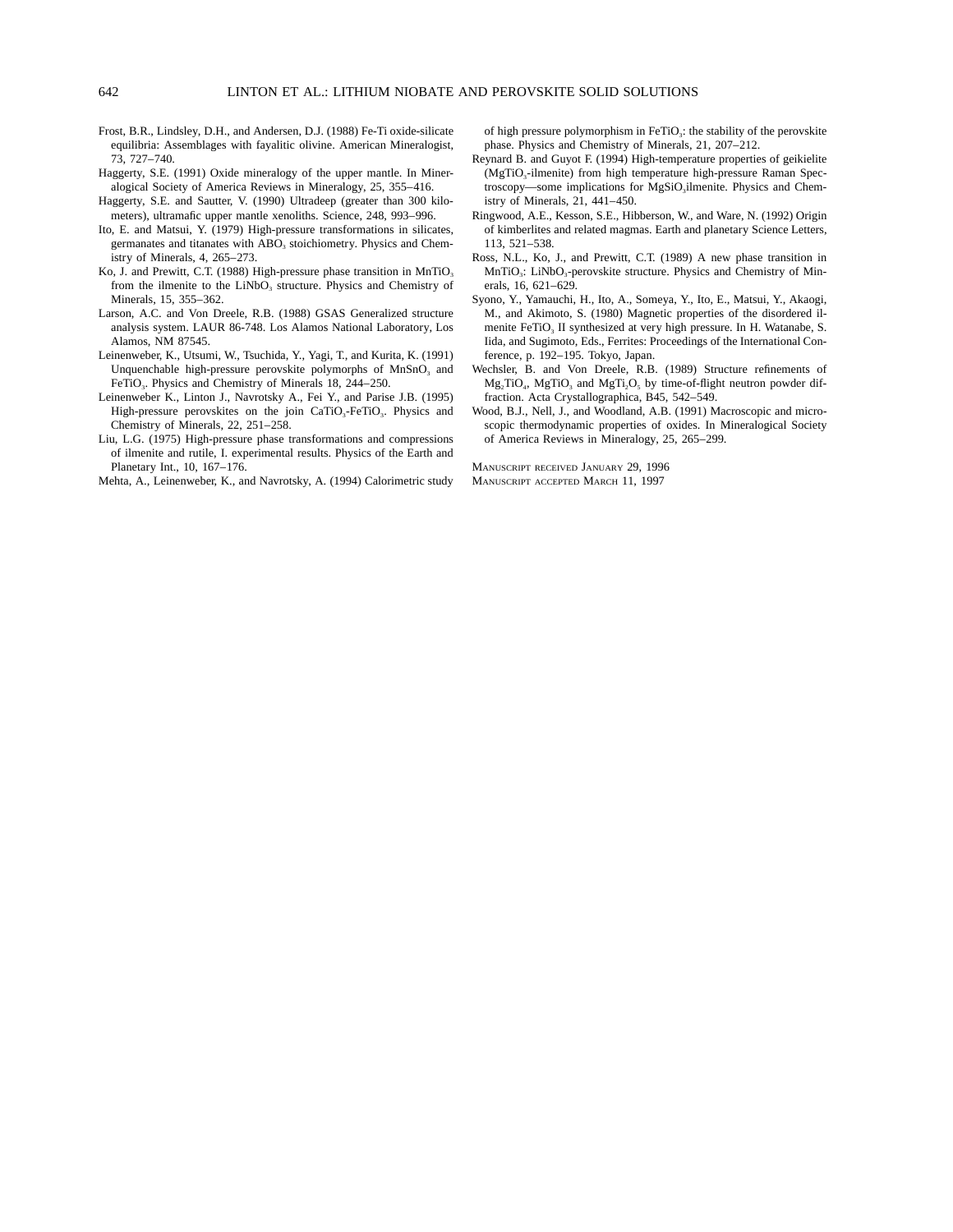Frost, B.R., Lindsley, D.H., and Andersen, D.J. (1988) Fe-Ti oxide-silicate equilibria: Assemblages with fayalitic olivine. American Mineralogist, 73, 727–740.

Haggerty, S.E. (1991) Oxide mineralogy of the upper mantle. In Mineralogical Society of America Reviews in Mineralogy, 25, 355–416.

Haggerty, S.E. and Sautter, V. (1990) Ultradeep (greater than 300 kilometers), ultramafic upper mantle xenoliths. Science, 248, 993–996.

Ito, E. and Matsui, Y. (1979) High-pressure transformations in silicates, germanates and titanates with $ABO_3$ stoichiometry. Physics and Chemistry of Minerals, 4, 265–273.

Ko, J. and Prewitt, C.T. (1988) High-pressure phase transition in $MnTiO_3$ from the ilmenite to the $LiNbO_3$ structure. Physics and Chemistry of Minerals, 15, 355–362.

Larson, A.C. and Von Dreele, R.B. (1988) GSAS Generalized structure analysis system. LAUR 86-748. Los Alamos National Laboratory, Los Alamos, NM 87545.

Leinenweber, K., Utsumi, W., Tsuchida, Y., Yagi, T., and Kurita, K. (1991) Unquenchable high-pressure perovskite polymorphs of $MnSnO_3$ and $FeTiO_3$. Physics and Chemistry of Minerals 18, 244–250.

Leinenweber K., Linton J., Navrotsky A., Fei Y., and Parise J.B. (1995) High-pressure perovskites on the join $CaTiO_3$-$FeTiO_3$. Physics and Chemistry of Minerals, 22, 251–258.

Liu, L.G. (1975) High-pressure phase transformations and compressions of ilmenite and rutile, I. experimental results. Physics of the Earth and Planetary Int., 10, 167–176.

Mehta, A., Leinenweber, K., and Navrotsky, A. (1994) Calorimetric study of high pressure polymorphism in $FeTiO_3$: the stability of the perovskite phase. Physics and Chemistry of Minerals, 21, 207–212.

Reynard B. and Guyot F. (1994) High-temperature properties of geikielite ($MgTiO_3$-ilmenite) from high temperature high-pressure Raman Spectroscopy—some implications for $MgSiO_3$ilmenite. Physics and Chemistry of Minerals, 21, 441–450.

Ringwood, A.E., Kesson, S.E., Hibberson, W., and Ware, N. (1992) Origin of kimberlites and related magmas. Earth and planetary Science Letters, 113, 521–538.

Ross, N.L., Ko, J., and Prewitt, C.T. (1989) A new phase transition in $MnTiO_3$: $LiNbO_3$-perovskite structure. Physics and Chemistry of Minerals, 16, 621–629.

Syono, Y., Yamauchi, H., Ito, A., Someya, Y., Ito, E., Matsui, Y., Akaogi, M., and Akimoto, S. (1980) Magnetic properties of the disordered ilmenite $FeTiO_3$ II synthesized at very high pressure. In H. Watanabe, S. Iida, and Sugimoto, Eds., Ferrites: Proceedings of the International Conference, p. 192–195. Tokyo, Japan.

Wechsler, B. and Von Dreele, R.B. (1989) Structure refinements of $Mg_2TiO_4$, $MgTiO_3$ and $MgTi_2O_5$ by time-of-flight neutron powder diffraction. Acta Crystallographica, B45, 542–549.

Wood, B.J., Nell, J., and Woodland, A.B. (1991) Macroscopic and microscopic thermodynamic properties of oxides. In Mineralogical Society of America Reviews in Mineralogy, 25, 265–299.

Manuscript received January 29, 1996
Manuscript accepted March 11, 1997